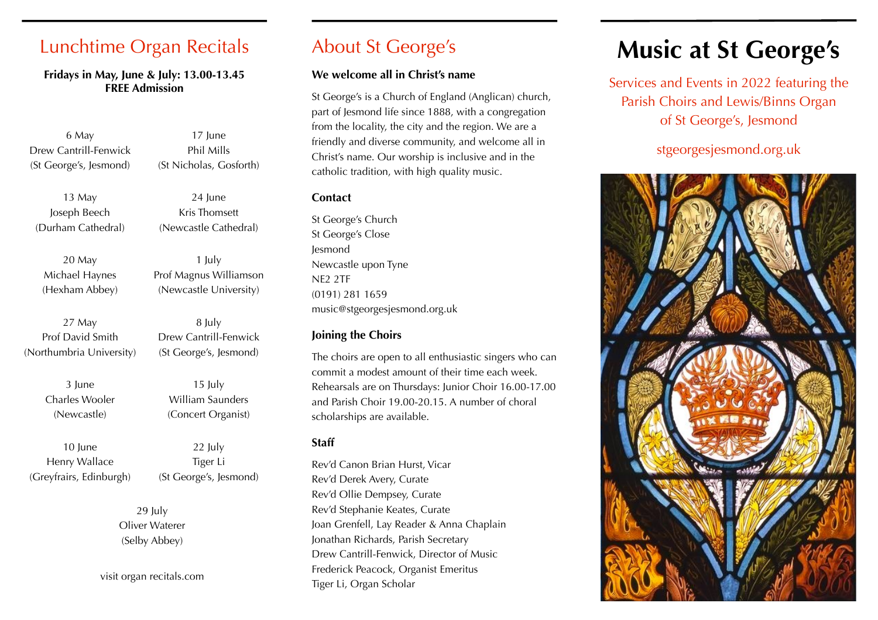## Lunchtime Organ Recitals

**Fridays in May, June & July: 13.00-13.45**
**FREE Admission**

6 May
Drew Cantrill-Fenwick
(St George's, Jesmond)

13 May
Joseph Beech
(Durham Cathedral)

20 May
Michael Haynes
(Hexham Abbey)

27 May
Prof David Smith
(Northumbria University)

3 June
Charles Wooler
(Newcastle)

10 June
Henry Wallace
(Greyfrairs, Edinburgh)

17 June
Phil Mills
(St Nicholas, Gosforth)

24 June
Kris Thomsett
(Newcastle Cathedral)

1 July
Prof Magnus Williamson
(Newcastle University)

8 July
Drew Cantrill-Fenwick
(St George's, Jesmond)

15 July
William Saunders
(Concert Organist)

22 July
Tiger Li
(St George's, Jesmond)

29 July
Oliver Waterer
(Selby Abbey)

visit organ recitals.com

## About St George's

**We welcome all in Christ's name**

St George's is a Church of England (Anglican) church, part of Jesmond life since 1888, with a congregation from the locality, the city and the region. We are a friendly and diverse community, and welcome all in Christ's name. Our worship is inclusive and in the catholic tradition, with high quality music.

**Contact**

St George's Church
St George's Close
Jesmond
Newcastle upon Tyne
NE2 2TF
(0191) 281 1659
music@stgeorgesjesmond.org.uk

**Joining the Choirs**

The choirs are open to all enthusiastic singers who can commit a modest amount of their time each week. Rehearsals are on Thursdays: Junior Choir 16.00-17.00 and Parish Choir 19.00-20.15. A number of choral scholarships are available.

**Staff**

Rev'd Canon Brian Hurst, Vicar
Rev'd Derek Avery, Curate
Rev'd Ollie Dempsey, Curate
Rev'd Stephanie Keates, Curate
Joan Grenfell, Lay Reader & Anna Chaplain
Jonathan Richards, Parish Secretary
Drew Cantrill-Fenwick, Director of Music
Frederick Peacock, Organist Emeritus
Tiger Li, Organ Scholar

# Music at St George's

Services and Events in 2022 featuring the Parish Choirs and Lewis/Binns Organ of St George's, Jesmond

stgeorgesjesmond.org.uk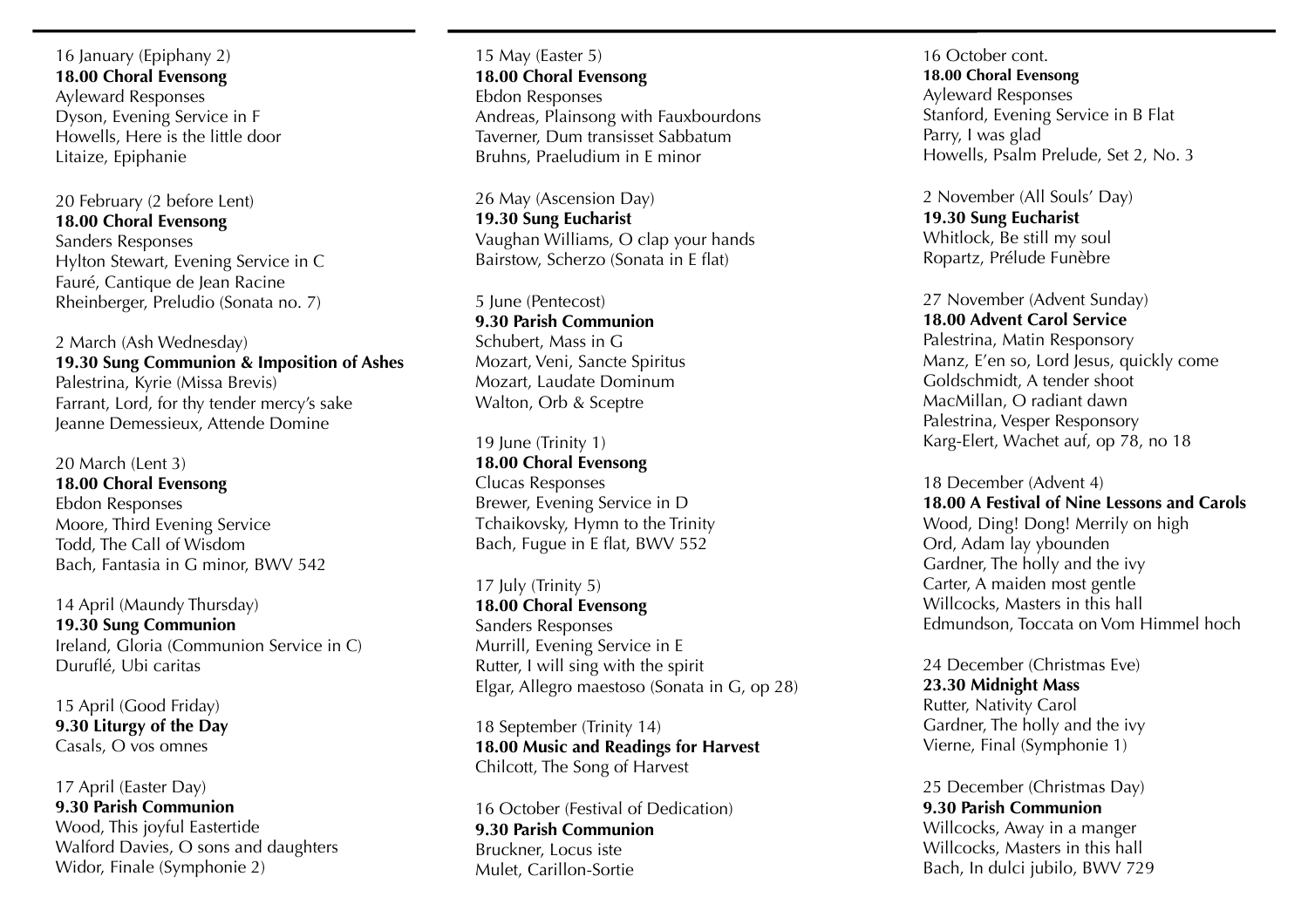16 January (Epiphany 2)
**18.00 Choral Evensong**
Ayleward Responses
Dyson, Evening Service in F
Howells, Here is the little door
Litaize, Epiphanie

20 February (2 before Lent)
**18.00 Choral Evensong**
Sanders Responses
Hylton Stewart, Evening Service in C
Fauré, Cantique de Jean Racine
Rheinberger, Preludio (Sonata no. 7)

2 March (Ash Wednesday)
**19.30 Sung Communion & Imposition of Ashes**
Palestrina, Kyrie (Missa Brevis)
Farrant, Lord, for thy tender mercy's sake
Jeanne Demessieux, Attende Domine

20 March (Lent 3)
**18.00 Choral Evensong**
Ebdon Responses
Moore, Third Evening Service
Todd, The Call of Wisdom
Bach, Fantasia in G minor, BWV 542

14 April (Maundy Thursday)
**19.30 Sung Communion**
Ireland, Gloria (Communion Service in C)
Duruflé, Ubi caritas

15 April (Good Friday)
**9.30 Liturgy of the Day**
Casals, O vos omnes

17 April (Easter Day)
**9.30 Parish Communion**
Wood, This joyful Eastertide
Walford Davies, O sons and daughters
Widor, Finale (Symphonie 2)

15 May (Easter 5)
**18.00 Choral Evensong**
Ebdon Responses
Andreas, Plainsong with Fauxbourdons
Taverner, Dum transisset Sabbatum
Bruhns, Praeludium in E minor

26 May (Ascension Day)
**19.30 Sung Eucharist**
Vaughan Williams, O clap your hands
Bairstow, Scherzo (Sonata in E flat)

5 June (Pentecost)
**9.30 Parish Communion**
Schubert, Mass in G
Mozart, Veni, Sancte Spiritus
Mozart, Laudate Dominum
Walton, Orb & Sceptre

19 June (Trinity 1)
**18.00 Choral Evensong**
Clucas Responses
Brewer, Evening Service in D
Tchaikovsky, Hymn to the Trinity
Bach, Fugue in E flat, BWV 552

17 July (Trinity 5)
**18.00 Choral Evensong**
Sanders Responses
Murrill, Evening Service in E
Rutter, I will sing with the spirit
Elgar, Allegro maestoso (Sonata in G, op 28)

18 September (Trinity 14)
**18.00 Music and Readings for Harvest**
Chilcott, The Song of Harvest

16 October (Festival of Dedication)
**9.30 Parish Communion**
Bruckner, Locus iste
Mulet, Carillon-Sortie

16 October cont.
**18.00 Choral Evensong**
Ayleward Responses
Stanford, Evening Service in B Flat
Parry, I was glad
Howells, Psalm Prelude, Set 2, No. 3

2 November (All Souls' Day)
**19.30 Sung Eucharist**
Whitlock, Be still my soul
Ropartz, Prélude Funèbre

27 November (Advent Sunday)
**18.00 Advent Carol Service**
Palestrina, Matin Responsory
Manz, E'en so, Lord Jesus, quickly come
Goldschmidt, A tender shoot
MacMillan, O radiant dawn
Palestrina, Vesper Responsory
Karg-Elert, Wachet auf, op 78, no 18

18 December (Advent 4)
**18.00 A Festival of Nine Lessons and Carols**
Wood, Ding! Dong! Merrily on high
Ord, Adam lay ybounden
Gardner, The holly and the ivy
Carter, A maiden most gentle
Willcocks, Masters in this hall
Edmundson, Toccata on Vom Himmel hoch

24 December (Christmas Eve)
**23.30 Midnight Mass**
Rutter, Nativity Carol
Gardner, The holly and the ivy
Vierne, Final (Symphonie 1)

25 December (Christmas Day)
**9.30 Parish Communion**
Willcocks, Away in a manger
Willcocks, Masters in this hall
Bach, In dulci jubilo, BWV 729